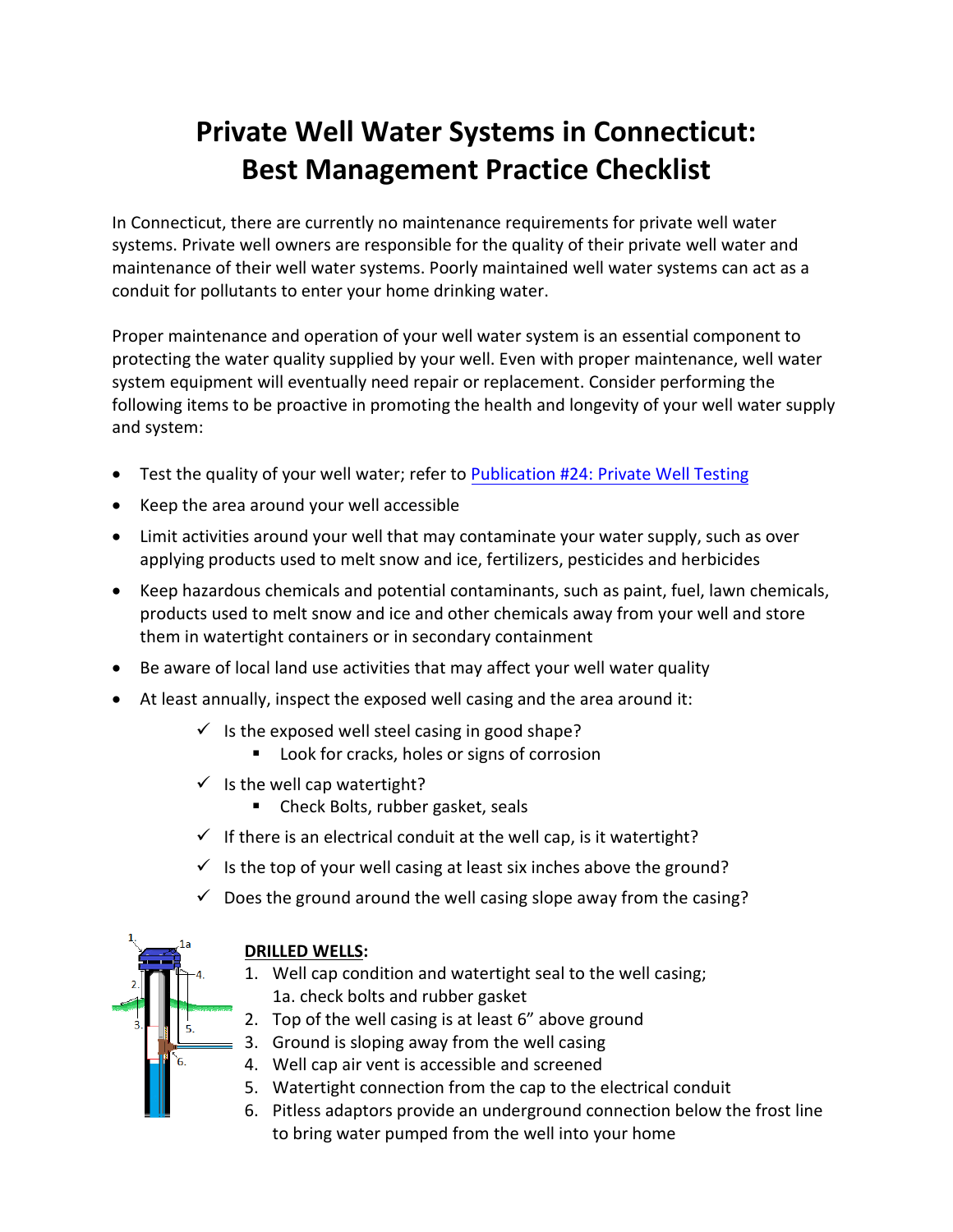# Private Well Water Systems in Connecticut: Best Management Practice Checklist

In Connecticut, there are currently no maintenance requirements for private well water systems. Private well owners are responsible for the quality of their private well water and maintenance of their well water systems. Poorly maintained well water systems can act as a conduit for pollutants to enter your home drinking water.

Proper maintenance and operation of your well water system is an essential component to protecting the water quality supplied by your well. Even with proper maintenance, well water system equipment will eventually need repair or replacement. Consider performing the following items to be proactive in promoting the health and longevity of your well water supply and system:

- Test the quality of your well water; refer to [Publication #24: Private Well Testing]
- Keep the area around your well accessible
- Limit activities around your well that may contaminate your water supply, such as over applying products used to melt snow and ice, fertilizers, pesticides and herbicides
- Keep hazardous chemicals and potential contaminants, such as paint, fuel, lawn chemicals, products used to melt snow and ice and other chemicals away from your well and store them in watertight containers or in secondary containment
- Be aware of local land use activities that may affect your well water quality
- At least annually, inspect the exposed well casing and the area around it:
  - ✓ Is the exposed well steel casing in good shape?
    - Look for cracks, holes or signs of corrosion
  - ✓ Is the well cap watertight?
    - Check Bolts, rubber gasket, seals
  - ✓ If there is an electrical conduit at the well cap, is it watertight?
  - ✓ Is the top of your well casing at least six inches above the ground?
  - ✓ Does the ground around the well casing slope away from the casing?

**DRILLED WELLS:**

1. Well cap condition and watertight seal to the well casing;
   1a. check bolts and rubber gasket
2. Top of the well casing is at least 6" above ground
3. Ground is sloping away from the well casing
4. Well cap air vent is accessible and screened
5. Watertight connection from the cap to the electrical conduit
6. Pitless adaptors provide an underground connection below the frost line to bring water pumped from the well into your home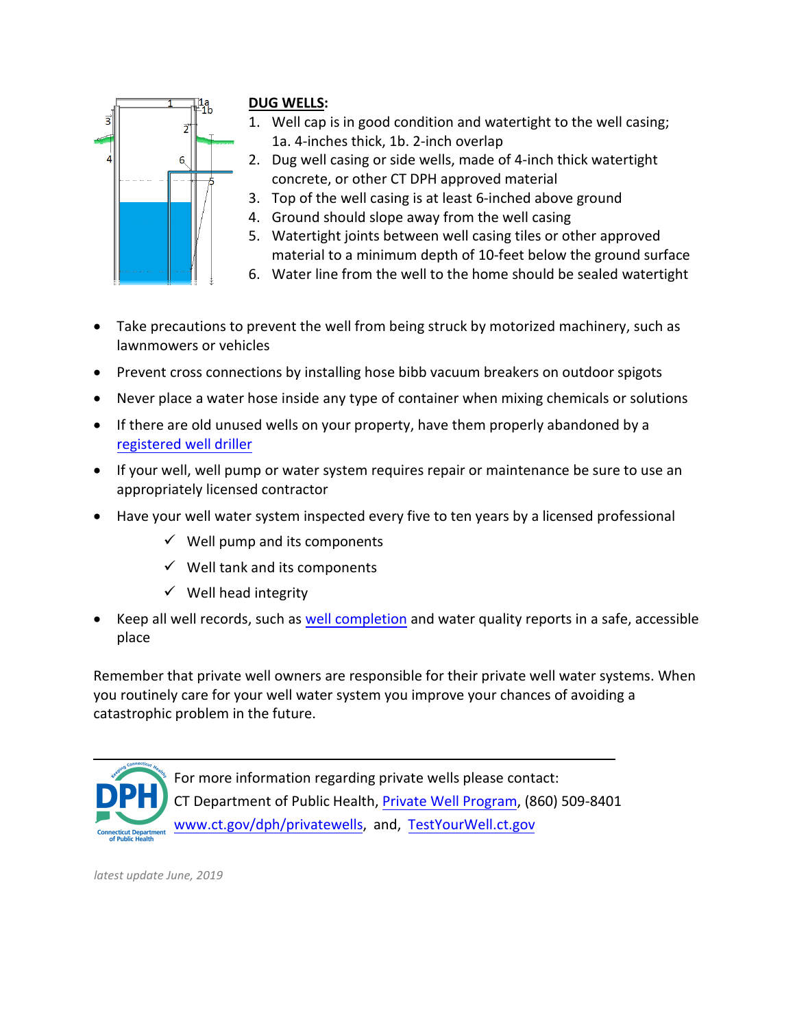**DUG WELLS:**

1. Well cap is in good condition and watertight to the well casing; 1a. 4-inches thick, 1b. 2-inch overlap
2. Dug well casing or side wells, made of 4-inch thick watertight concrete, or other CT DPH approved material
3. Top of the well casing is at least 6-inched above ground
4. Ground should slope away from the well casing
5. Watertight joints between well casing tiles or other approved material to a minimum depth of 10-feet below the ground surface
6. Water line from the well to the home should be sealed watertight

- Take precautions to prevent the well from being struck by motorized machinery, such as lawnmowers or vehicles
- Prevent cross connections by installing hose bibb vacuum breakers on outdoor spigots
- Never place a water hose inside any type of container when mixing chemicals or solutions
- If there are old unused wells on your property, have them properly abandoned by a registered well driller
- If your well, well pump or water system requires repair or maintenance be sure to use an appropriately licensed contractor
- Have your well water system inspected every five to ten years by a licensed professional
  - ✓ Well pump and its components
  - ✓ Well tank and its components
  - ✓ Well head integrity
- Keep all well records, such as well completion and water quality reports in a safe, accessible place

Remember that private well owners are responsible for their private well water systems. When you routinely care for your well water system you improve your chances of avoiding a catastrophic problem in the future.

---

For more information regarding private wells please contact:
CT Department of Public Health, Private Well Program, (860) 509-8401
www.ct.gov/dph/privatewells, and, TestYourWell.ct.gov

*latest update June, 2019*